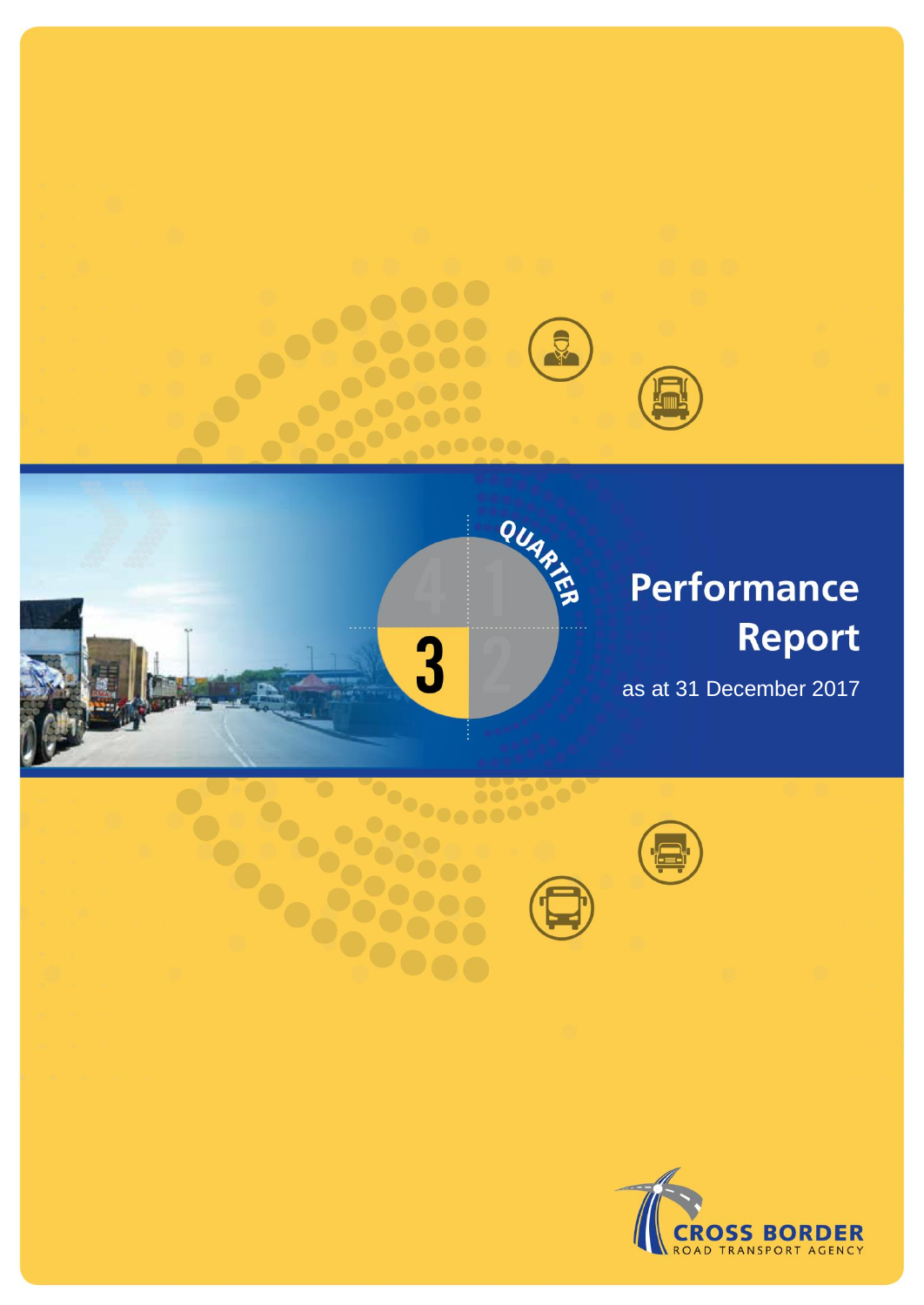QUARTER 3

# Performance Report

as at 31 December 2017

CROSS BORDER
ROAD TRANSPORT AGENCY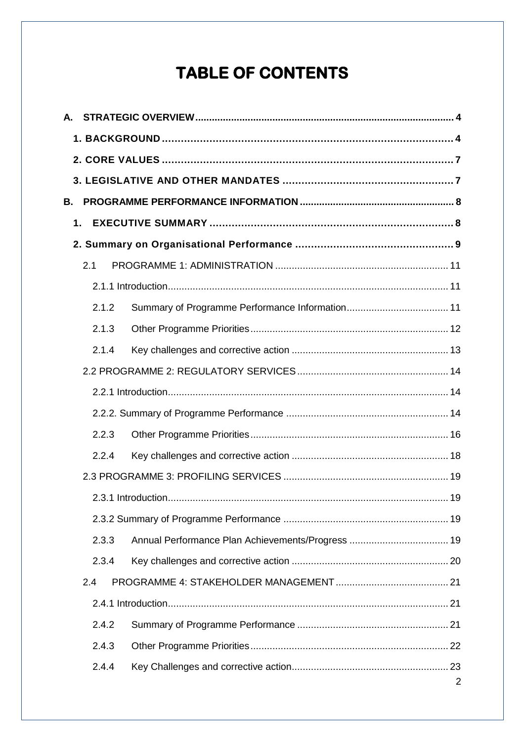# TABLE OF CONTENTS

A. STRATEGIC OVERVIEW ........ 4

1. BACKGROUND ........ 4

2. CORE VALUES ........ 7

3. LEGISLATIVE AND OTHER MANDATES ........ 7

B. PROGRAMME PERFORMANCE INFORMATION ........ 8

1. EXECUTIVE SUMMARY ........ 8

2. Summary on Organisational Performance ........ 9

2.1 PROGRAMME 1: ADMINISTRATION ........ 11

2.1.1 Introduction ........ 11

2.1.2 Summary of Programme Performance Information ........ 11

2.1.3 Other Programme Priorities ........ 12

2.1.4 Key challenges and corrective action ........ 13

2.2 PROGRAMME 2: REGULATORY SERVICES ........ 14

2.2.1 Introduction ........ 14

2.2.2. Summary of Programme Performance ........ 14

2.2.3 Other Programme Priorities ........ 16

2.2.4 Key challenges and corrective action ........ 18

2.3 PROGRAMME 3: PROFILING SERVICES ........ 19

2.3.1 Introduction ........ 19

2.3.2 Summary of Programme Performance ........ 19

2.3.3 Annual Performance Plan Achievements/Progress ........ 19

2.3.4 Key challenges and corrective action ........ 20

2.4 PROGRAMME 4: STAKEHOLDER MANAGEMENT ........ 21

2.4.1 Introduction ........ 21

2.4.2 Summary of Programme Performance ........ 21

2.4.3 Other Programme Priorities ........ 22

2.4.4 Key Challenges and corrective action ........ 23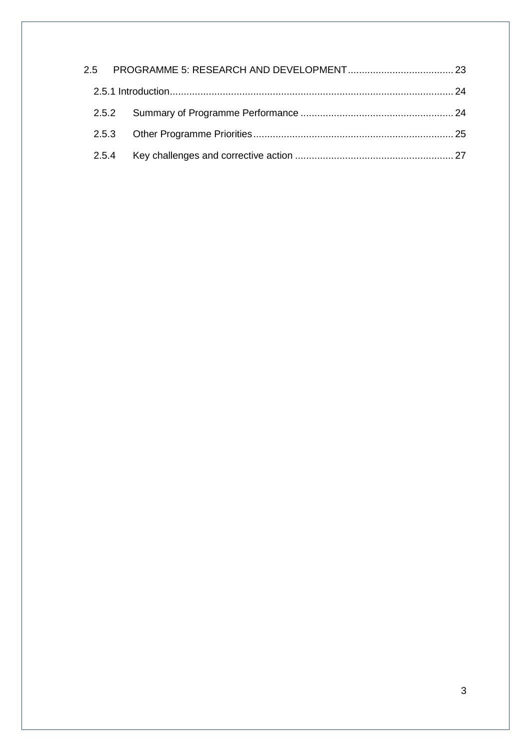2.5 PROGRAMME 5: RESEARCH AND DEVELOPMENT ...................................... 23

2.5.1 Introduction ..................................................................................................... 24

2.5.2 Summary of Programme Performance ....................................................... 24

2.5.3 Other Programme Priorities ........................................................................ 25

2.5.4 Key challenges and corrective action ......................................................... 27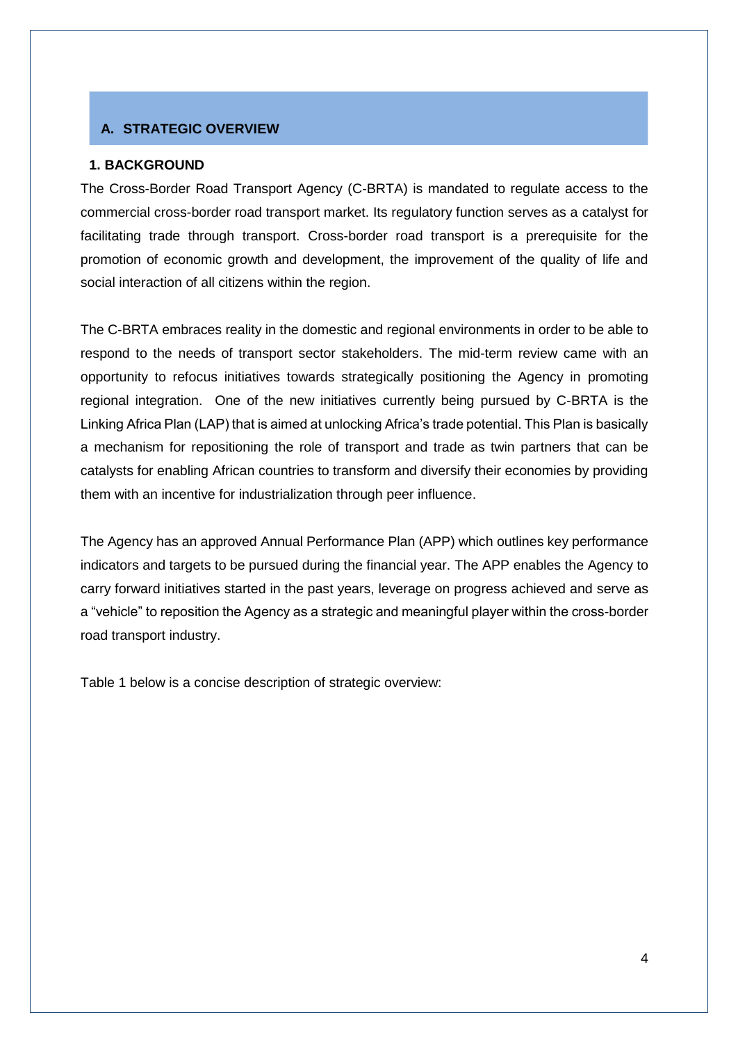## A. STRATEGIC OVERVIEW

### 1. BACKGROUND

The Cross-Border Road Transport Agency (C-BRTA) is mandated to regulate access to the commercial cross-border road transport market. Its regulatory function serves as a catalyst for facilitating trade through transport. Cross-border road transport is a prerequisite for the promotion of economic growth and development, the improvement of the quality of life and social interaction of all citizens within the region.

The C-BRTA embraces reality in the domestic and regional environments in order to be able to respond to the needs of transport sector stakeholders. The mid-term review came with an opportunity to refocus initiatives towards strategically positioning the Agency in promoting regional integration. One of the new initiatives currently being pursued by C-BRTA is the Linking Africa Plan (LAP) that is aimed at unlocking Africa's trade potential. This Plan is basically a mechanism for repositioning the role of transport and trade as twin partners that can be catalysts for enabling African countries to transform and diversify their economies by providing them with an incentive for industrialization through peer influence.

The Agency has an approved Annual Performance Plan (APP) which outlines key performance indicators and targets to be pursued during the financial year. The APP enables the Agency to carry forward initiatives started in the past years, leverage on progress achieved and serve as a "vehicle" to reposition the Agency as a strategic and meaningful player within the cross-border road transport industry.

Table 1 below is a concise description of strategic overview: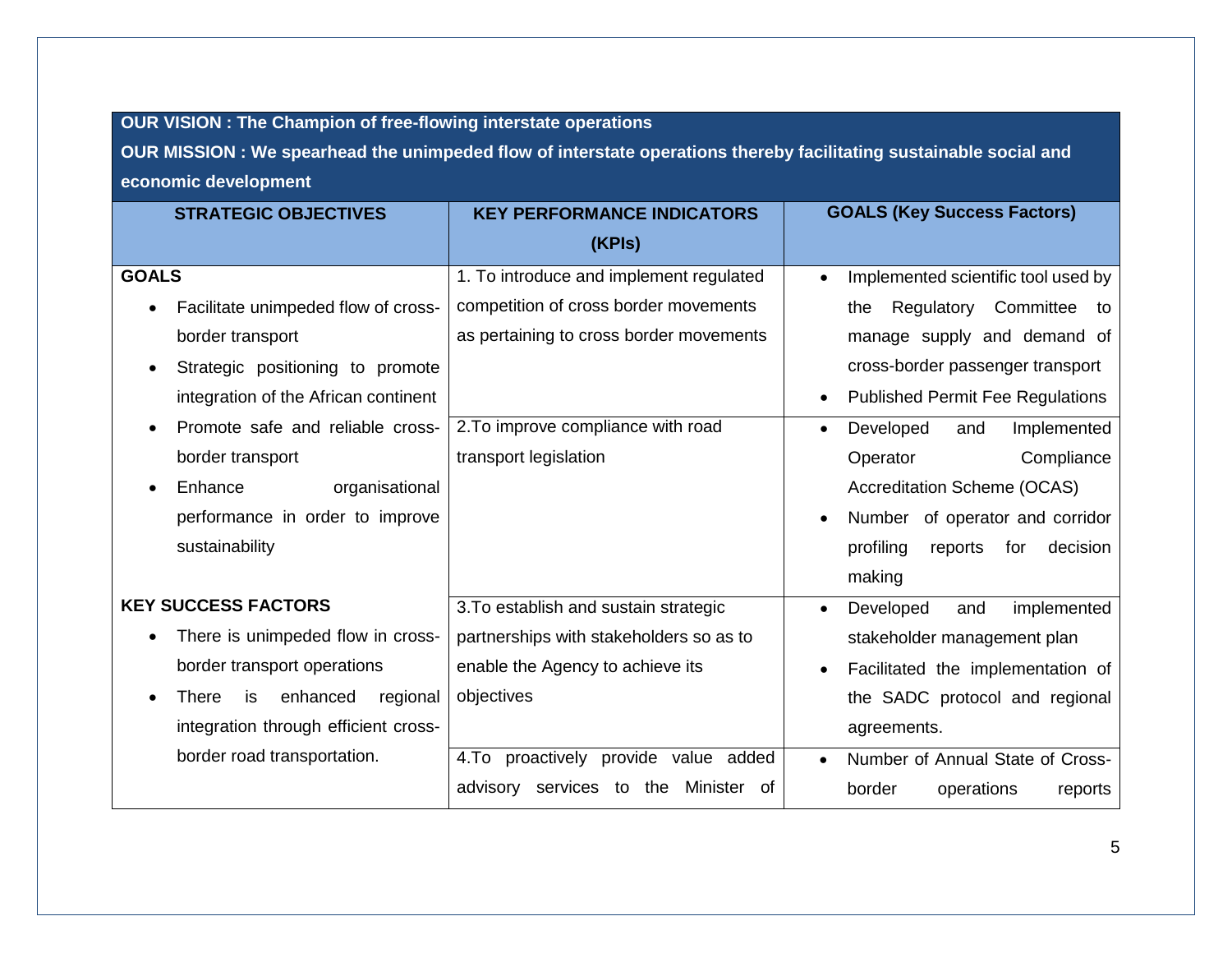**OUR VISION : The Champion of free-flowing interstate operations**

**OUR MISSION : We spearhead the unimpeded flow of interstate operations thereby facilitating sustainable social and economic development**

| STRATEGIC OBJECTIVES | KEY PERFORMANCE INDICATORS (KPIs) | GOALS (Key Success Factors) |
|---|---|---|
| **GOALS**<br>• Facilitate unimpeded flow of cross-border transport<br>• Strategic positioning to promote integration of the African continent<br>• Promote safe and reliable cross-border transport<br>• Enhance organisational performance in order to improve sustainability | 1. To introduce and implement regulated competition of cross border movements as pertaining to cross border movements | • Implemented scientific tool used by the Regulatory Committee to manage supply and demand of cross-border passenger transport<br>• Published Permit Fee Regulations |
| | 2.To improve compliance with road transport legislation | • Developed and Implemented Operator Compliance Accreditation Scheme (OCAS)<br>• Number of operator and corridor profiling reports for decision making |
| **KEY SUCCESS FACTORS**<br>• There is unimpeded flow in cross-border transport operations<br>• There is enhanced regional integration through efficient cross-border road transportation. | 3.To establish and sustain strategic partnerships with stakeholders so as to enable the Agency to achieve its objectives | • Developed and implemented stakeholder management plan<br>• Facilitated the implementation of the SADC protocol and regional agreements. |
| | 4.To proactively provide value added advisory services to the Minister of | • Number of Annual State of Cross-border operations reports |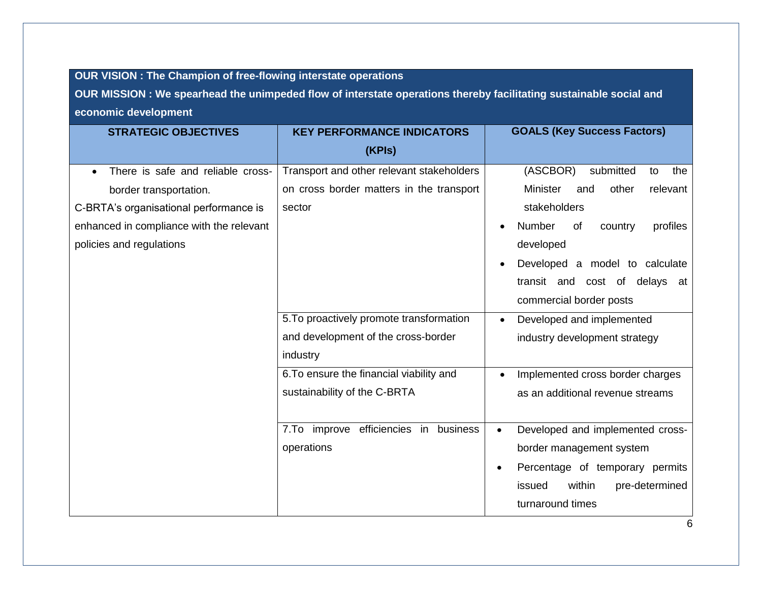| OUR VISION : The Champion of free-flowing interstate operations<br>OUR MISSION : We spearhead the unimpeded flow of interstate operations thereby facilitating sustainable social and economic development | | |
|---|---|---|
| **STRATEGIC OBJECTIVES** | **KEY PERFORMANCE INDICATORS (KPIs)** | **GOALS (Key Success Factors)** |
| • There is safe and reliable cross-border transportation.<br>C-BRTA's organisational performance is enhanced in compliance with the relevant policies and regulations | Transport and other relevant stakeholders on cross border matters in the transport sector | (ASCBOR) submitted to the Minister and other relevant stakeholders<br>• Number of country profiles developed<br>• Developed a model to calculate transit and cost of delays at commercial border posts |
| | 5.To proactively promote transformation and development of the cross-border industry | • Developed and implemented industry development strategy |
| | 6.To ensure the financial viability and sustainability of the C-BRTA | • Implemented cross border charges as an additional revenue streams |
| | 7.To improve efficiencies in business operations | • Developed and implemented cross-border management system<br>• Percentage of temporary permits issued within pre-determined turnaround times |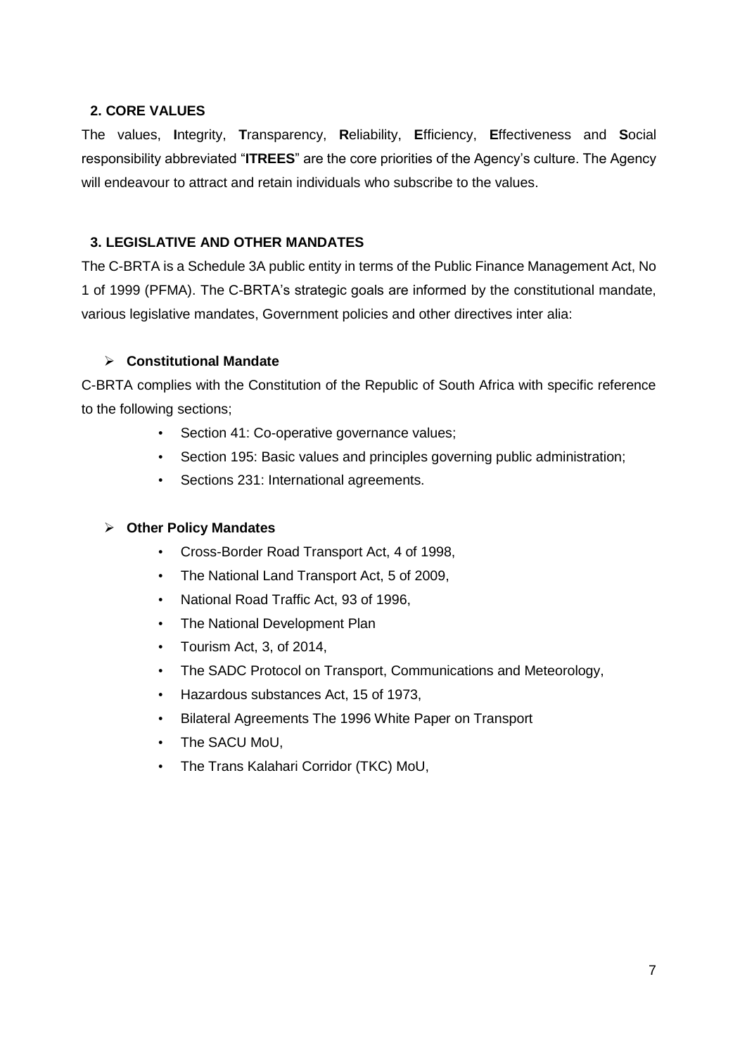## 2. CORE VALUES

The values, **I**ntegrity, **T**ransparency, **R**eliability, **E**fficiency, **E**ffectiveness and **S**ocial responsibility abbreviated "**ITREES**" are the core priorities of the Agency's culture. The Agency will endeavour to attract and retain individuals who subscribe to the values.

## 3. LEGISLATIVE AND OTHER MANDATES

The C-BRTA is a Schedule 3A public entity in terms of the Public Finance Management Act, No 1 of 1999 (PFMA). The C-BRTA's strategic goals are informed by the constitutional mandate, various legislative mandates, Government policies and other directives inter alia:

### Constitutional Mandate

C-BRTA complies with the Constitution of the Republic of South Africa with specific reference to the following sections;

- Section 41: Co-operative governance values;
- Section 195: Basic values and principles governing public administration;
- Sections 231: International agreements.

### Other Policy Mandates

- Cross-Border Road Transport Act, 4 of 1998,
- The National Land Transport Act, 5 of 2009,
- National Road Traffic Act, 93 of 1996,
- The National Development Plan
- Tourism Act, 3, of 2014,
- The SADC Protocol on Transport, Communications and Meteorology,
- Hazardous substances Act, 15 of 1973,
- Bilateral Agreements The 1996 White Paper on Transport
- The SACU MoU,
- The Trans Kalahari Corridor (TKC) MoU,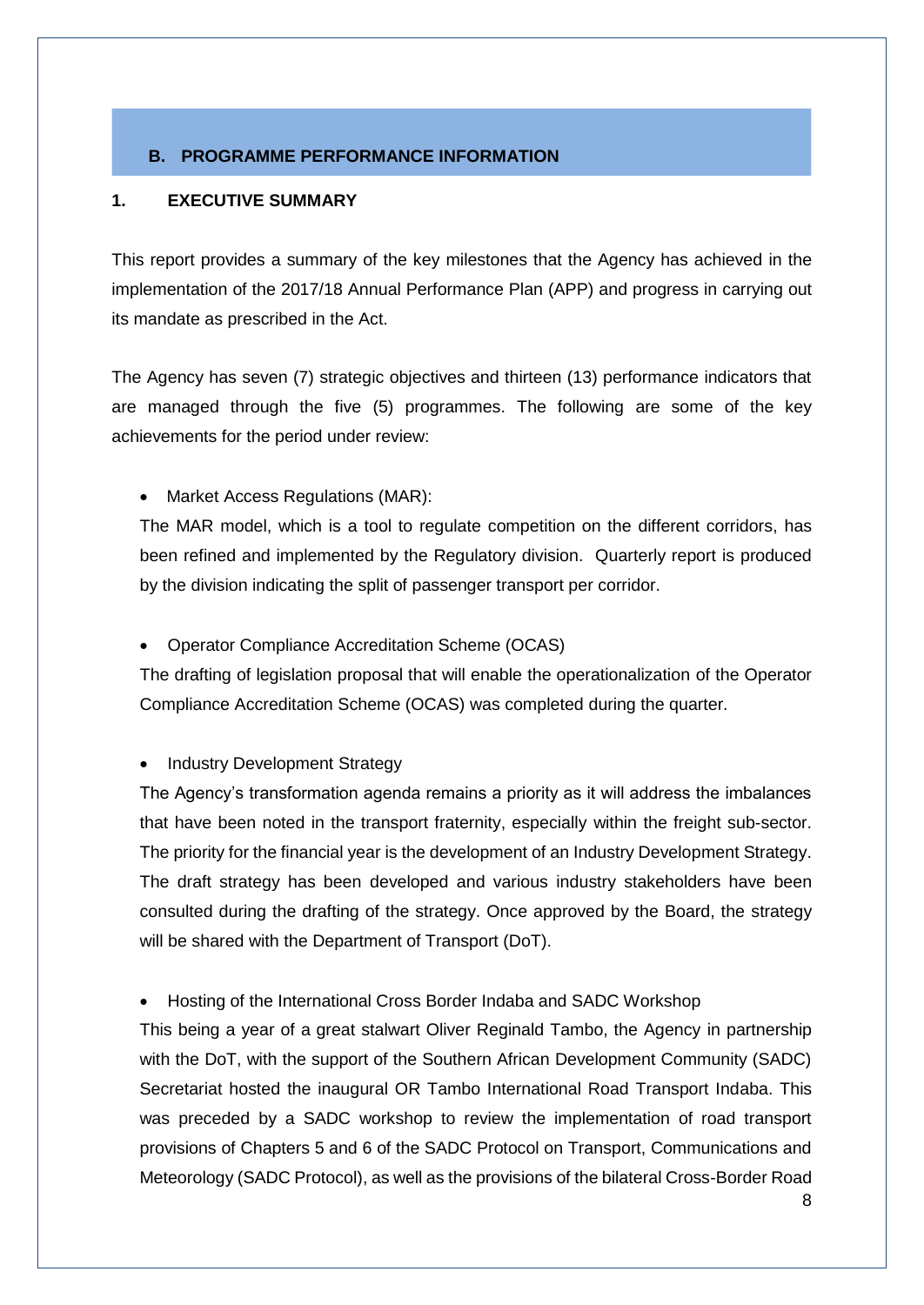## B. PROGRAMME PERFORMANCE INFORMATION

### 1. EXECUTIVE SUMMARY

This report provides a summary of the key milestones that the Agency has achieved in the implementation of the 2017/18 Annual Performance Plan (APP) and progress in carrying out its mandate as prescribed in the Act.

The Agency has seven (7) strategic objectives and thirteen (13) performance indicators that are managed through the five (5) programmes. The following are some of the key achievements for the period under review:

- Market Access Regulations (MAR):

  The MAR model, which is a tool to regulate competition on the different corridors, has been refined and implemented by the Regulatory division. Quarterly report is produced by the division indicating the split of passenger transport per corridor.

- Operator Compliance Accreditation Scheme (OCAS)

  The drafting of legislation proposal that will enable the operationalization of the Operator Compliance Accreditation Scheme (OCAS) was completed during the quarter.

- Industry Development Strategy

  The Agency's transformation agenda remains a priority as it will address the imbalances that have been noted in the transport fraternity, especially within the freight sub-sector. The priority for the financial year is the development of an Industry Development Strategy. The draft strategy has been developed and various industry stakeholders have been consulted during the drafting of the strategy. Once approved by the Board, the strategy will be shared with the Department of Transport (DoT).

- Hosting of the International Cross Border Indaba and SADC Workshop

  This being a year of a great stalwart Oliver Reginald Tambo, the Agency in partnership with the DoT, with the support of the Southern African Development Community (SADC) Secretariat hosted the inaugural OR Tambo International Road Transport Indaba. This was preceded by a SADC workshop to review the implementation of road transport provisions of Chapters 5 and 6 of the SADC Protocol on Transport, Communications and Meteorology (SADC Protocol), as well as the provisions of the bilateral Cross-Border Road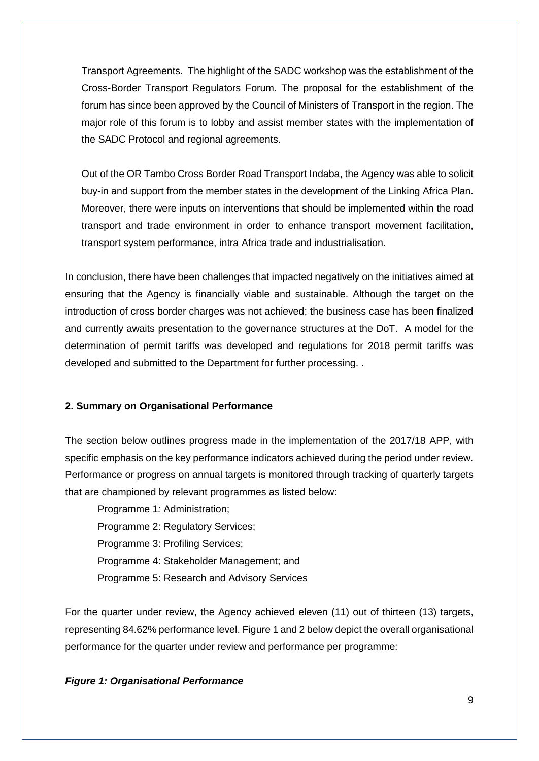Transport Agreements. The highlight of the SADC workshop was the establishment of the Cross-Border Transport Regulators Forum. The proposal for the establishment of the forum has since been approved by the Council of Ministers of Transport in the region. The major role of this forum is to lobby and assist member states with the implementation of the SADC Protocol and regional agreements.

Out of the OR Tambo Cross Border Road Transport Indaba, the Agency was able to solicit buy-in and support from the member states in the development of the Linking Africa Plan. Moreover, there were inputs on interventions that should be implemented within the road transport and trade environment in order to enhance transport movement facilitation, transport system performance, intra Africa trade and industrialisation.

In conclusion, there have been challenges that impacted negatively on the initiatives aimed at ensuring that the Agency is financially viable and sustainable. Although the target on the introduction of cross border charges was not achieved; the business case has been finalized and currently awaits presentation to the governance structures at the DoT. A model for the determination of permit tariffs was developed and regulations for 2018 permit tariffs was developed and submitted to the Department for further processing. .

## 2. Summary on Organisational Performance

The section below outlines progress made in the implementation of the 2017/18 APP, with specific emphasis on the key performance indicators achieved during the period under review. Performance or progress on annual targets is monitored through tracking of quarterly targets that are championed by relevant programmes as listed below:

- Programme 1*:* Administration;
- Programme 2: Regulatory Services;
- Programme 3: Profiling Services;
- Programme 4: Stakeholder Management; and
- Programme 5: Research and Advisory Services

For the quarter under review, the Agency achieved eleven (11) out of thirteen (13) targets, representing 84.62% performance level. Figure 1 and 2 below depict the overall organisational performance for the quarter under review and performance per programme:

***Figure 1: Organisational Performance***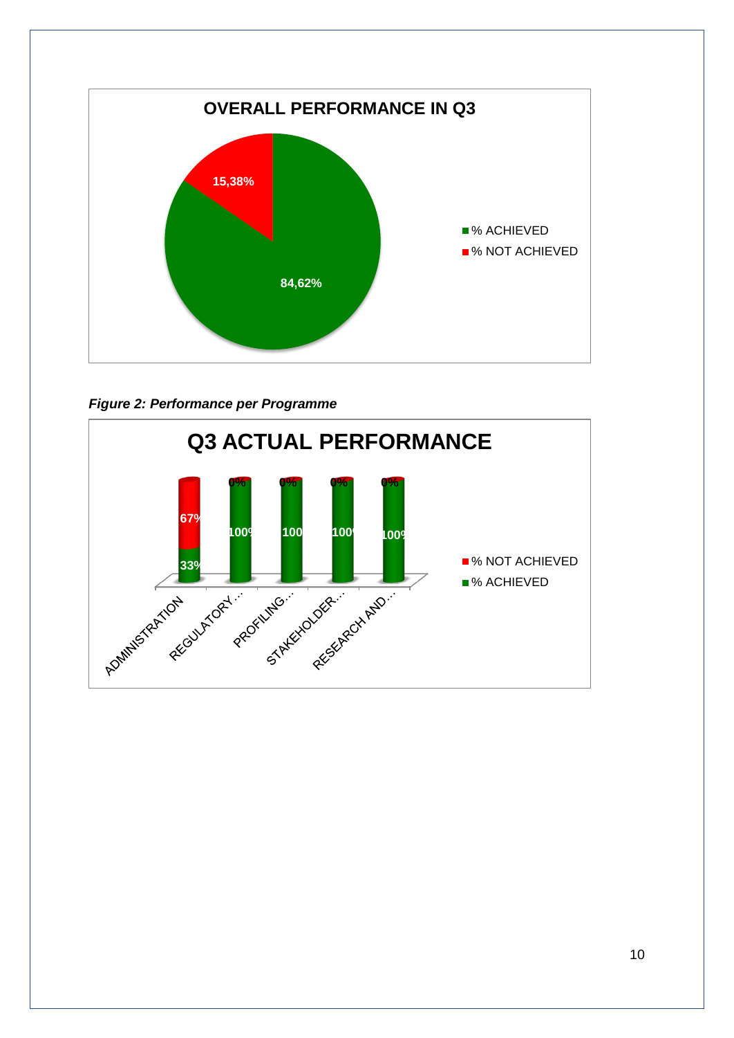**OVERALL PERFORMANCE IN Q3**

| | % |
|---|---|
| % ACHIEVED | 84,62% |
| % NOT ACHIEVED | 15,38% |

***Figure 2: Performance per Programme***

**Q3 ACTUAL PERFORMANCE**

| Programme | % ACHIEVED | % NOT ACHIEVED |
|---|---|---|
| ADMINISTRATION | 33% | 67% |
| REGULATORY ... | 100% | 0% |
| PROFILING... | 100% | 0% |
| STAKEHOLDER... | 100% | 0% |
| RESEARCH AND... | 100% | 0% |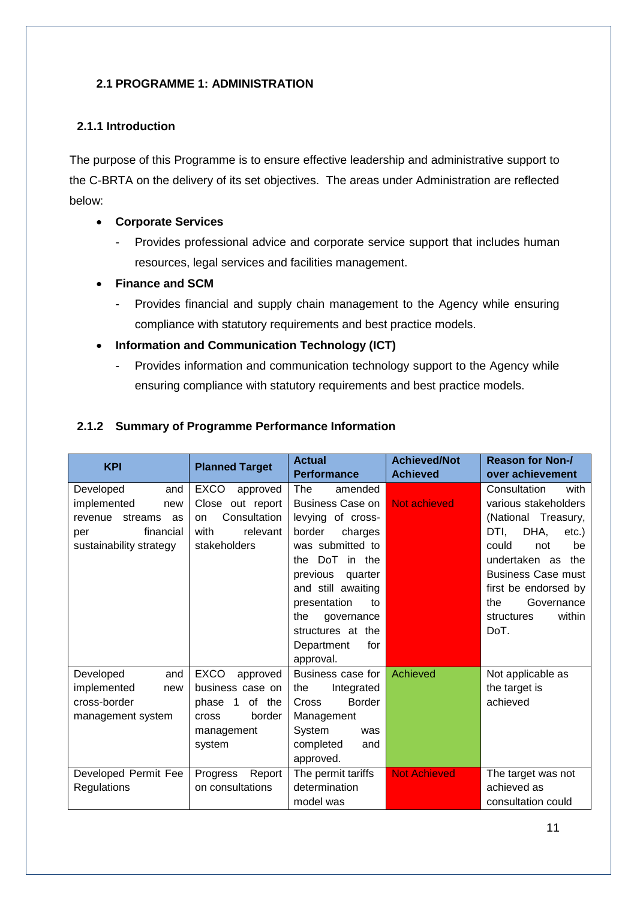## 2.1 PROGRAMME 1: ADMINISTRATION

### 2.1.1 Introduction

The purpose of this Programme is to ensure effective leadership and administrative support to the C-BRTA on the delivery of its set objectives. The areas under Administration are reflected below:

- **Corporate Services**
  - Provides professional advice and corporate service support that includes human resources, legal services and facilities management.
- **Finance and SCM**
  - Provides financial and supply chain management to the Agency while ensuring compliance with statutory requirements and best practice models.
- **Information and Communication Technology (ICT)**
  - Provides information and communication technology support to the Agency while ensuring compliance with statutory requirements and best practice models.

### 2.1.2 Summary of Programme Performance Information

| KPI | Planned Target | Actual Performance | Achieved/Not Achieved | Reason for Non-/ over achievement |
|---|---|---|---|---|
| Developed and implemented new revenue streams as per financial sustainability strategy | EXCO approved Close out report on Consultation with relevant stakeholders | The amended Business Case on levying of cross-border charges was submitted to the DoT in the previous quarter and still awaiting presentation to the governance structures at the Department for approval. | Not achieved | Consultation with various stakeholders (National Treasury, DTI, DHA, etc.) could not be undertaken as the Business Case must first be endorsed by the Governance structures within DoT. |
| Developed and implemented new cross-border management system | EXCO approved business case on phase 1 of the cross border management system | Business case for the Integrated Cross Border Management System was completed and approved. | Achieved | Not applicable as the target is achieved |
| Developed Permit Fee Regulations | Progress Report on consultations | The permit tariffs determination model was | Not Achieved | The target was not achieved as consultation could |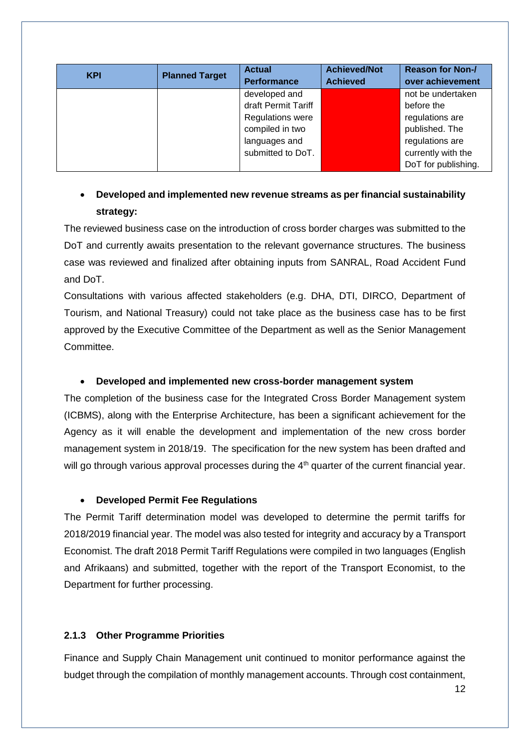| KPI | Planned Target | Actual Performance | Achieved/Not Achieved | Reason for Non-/ over achievement |
|---|---|---|---|---|
| | | developed and draft Permit Tariff Regulations were compiled in two languages and submitted to DoT. | | not be undertaken before the regulations are published. The regulations are currently with the DoT for publishing. |

- **Developed and implemented new revenue streams as per financial sustainability strategy:**

The reviewed business case on the introduction of cross border charges was submitted to the DoT and currently awaits presentation to the relevant governance structures. The business case was reviewed and finalized after obtaining inputs from SANRAL, Road Accident Fund and DoT.

Consultations with various affected stakeholders (e.g. DHA, DTI, DIRCO, Department of Tourism, and National Treasury) could not take place as the business case has to be first approved by the Executive Committee of the Department as well as the Senior Management Committee.

- **Developed and implemented new cross-border management system**

The completion of the business case for the Integrated Cross Border Management system (ICBMS), along with the Enterprise Architecture, has been a significant achievement for the Agency as it will enable the development and implementation of the new cross border management system in 2018/19. The specification for the new system has been drafted and will go through various approval processes during the 4th quarter of the current financial year.

- **Developed Permit Fee Regulations**

The Permit Tariff determination model was developed to determine the permit tariffs for 2018/2019 financial year. The model was also tested for integrity and accuracy by a Transport Economist. The draft 2018 Permit Tariff Regulations were compiled in two languages (English and Afrikaans) and submitted, together with the report of the Transport Economist, to the Department for further processing.

### 2.1.3 Other Programme Priorities

Finance and Supply Chain Management unit continued to monitor performance against the budget through the compilation of monthly management accounts. Through cost containment,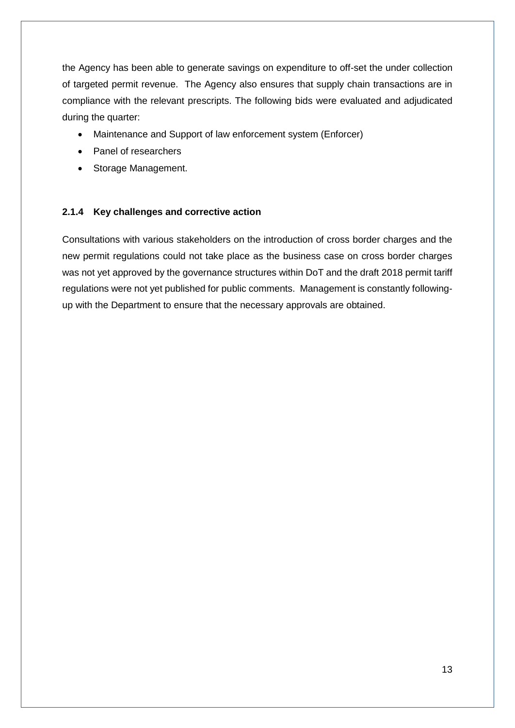the Agency has been able to generate savings on expenditure to off-set the under collection of targeted permit revenue. The Agency also ensures that supply chain transactions are in compliance with the relevant prescripts. The following bids were evaluated and adjudicated during the quarter:

- Maintenance and Support of law enforcement system (Enforcer)
- Panel of researchers
- Storage Management.

### 2.1.4 Key challenges and corrective action

Consultations with various stakeholders on the introduction of cross border charges and the new permit regulations could not take place as the business case on cross border charges was not yet approved by the governance structures within DoT and the draft 2018 permit tariff regulations were not yet published for public comments. Management is constantly following-up with the Department to ensure that the necessary approvals are obtained.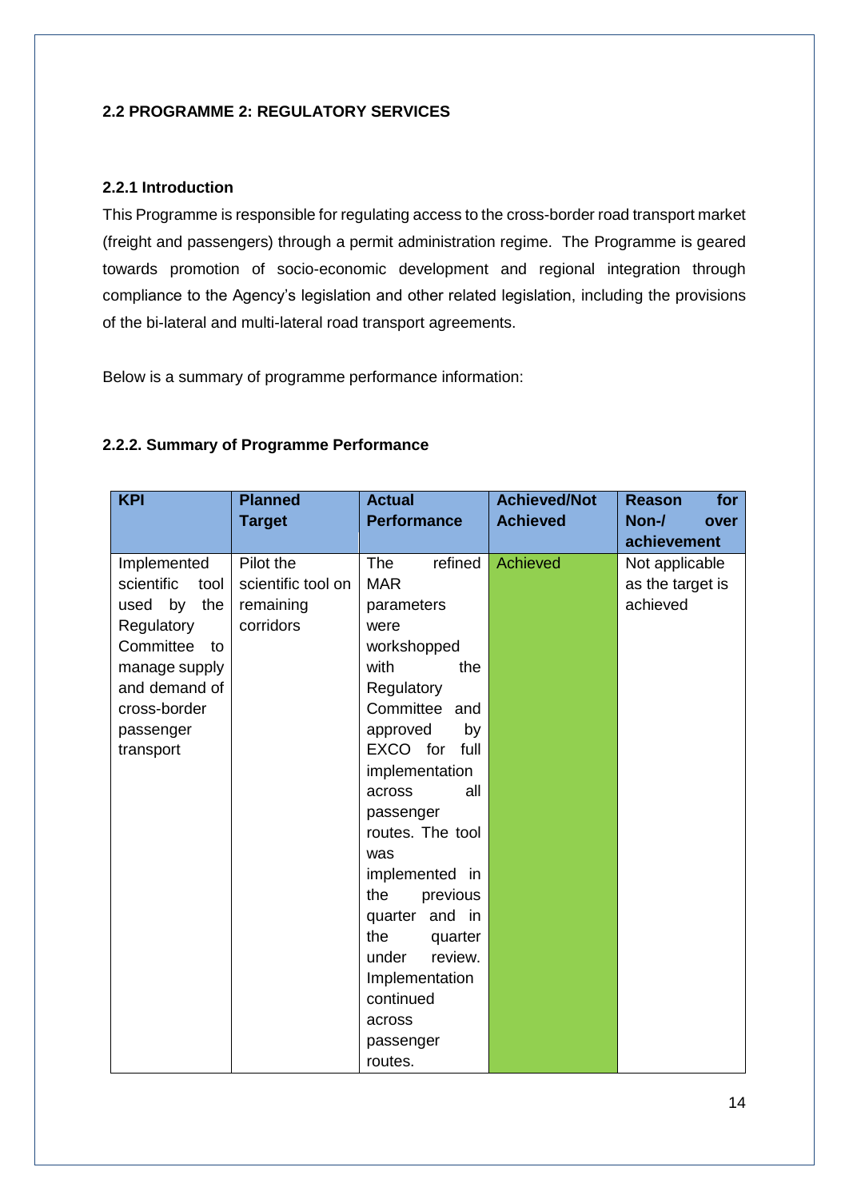## 2.2 PROGRAMME 2: REGULATORY SERVICES

### 2.2.1 Introduction

This Programme is responsible for regulating access to the cross-border road transport market (freight and passengers) through a permit administration regime. The Programme is geared towards promotion of socio-economic development and regional integration through compliance to the Agency's legislation and other related legislation, including the provisions of the bi-lateral and multi-lateral road transport agreements.

Below is a summary of programme performance information:

### 2.2.2. Summary of Programme Performance

| KPI | Planned Target | Actual Performance | Achieved/Not Achieved | Reason for Non-/ over achievement |
|---|---|---|---|---|
| Implemented scientific tool used by the Regulatory Committee to manage supply and demand of cross-border passenger transport | Pilot the scientific tool on remaining corridors | The refined MAR parameters were workshopped with the Regulatory Committee and approved by EXCO for full implementation across all passenger routes. The tool was implemented in the previous quarter and in the quarter under review. Implementation continued across passenger routes. | Achieved | Not applicable as the target is achieved |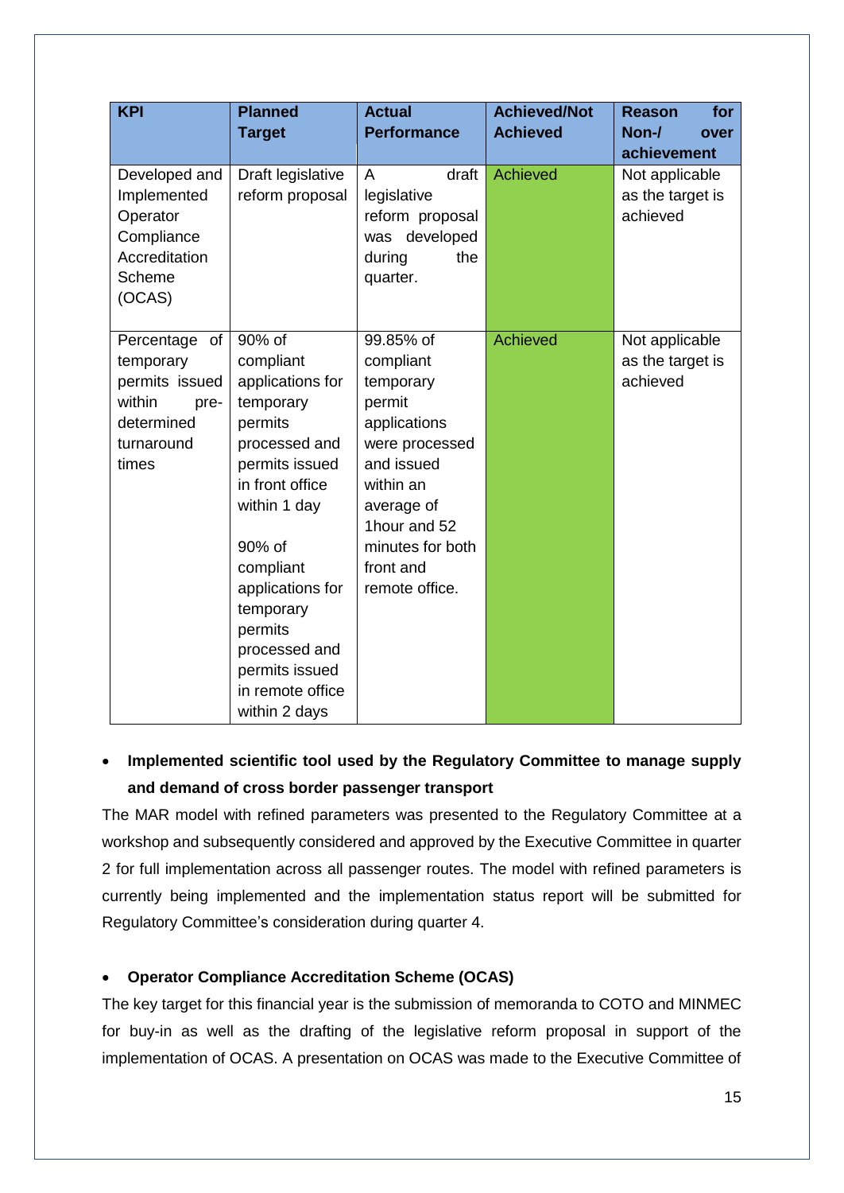| KPI | Planned Target | Actual Performance | Achieved/Not Achieved | Reason for Non-/ over achievement |
| --- | --- | --- | --- | --- |
| Developed and Implemented Operator Compliance Accreditation Scheme (OCAS) | Draft legislative reform proposal | A draft legislative reform proposal was developed during the quarter. | Achieved | Not applicable as the target is achieved |
| Percentage of temporary permits issued within pre-determined turnaround times | 90% of compliant applications for temporary permits processed and permits issued in front office within 1 day<br><br>90% of compliant applications for temporary permits processed and permits issued in remote office within 2 days | 99.85% of compliant temporary permit applications were processed and issued within an average of 1hour and 52 minutes for both front and remote office. | Achieved | Not applicable as the target is achieved |

- **Implemented scientific tool used by the Regulatory Committee to manage supply and demand of cross border passenger transport**

The MAR model with refined parameters was presented to the Regulatory Committee at a workshop and subsequently considered and approved by the Executive Committee in quarter 2 for full implementation across all passenger routes. The model with refined parameters is currently being implemented and the implementation status report will be submitted for Regulatory Committee's consideration during quarter 4.

- **Operator Compliance Accreditation Scheme (OCAS)**

The key target for this financial year is the submission of memoranda to COTO and MINMEC for buy-in as well as the drafting of the legislative reform proposal in support of the implementation of OCAS. A presentation on OCAS was made to the Executive Committee of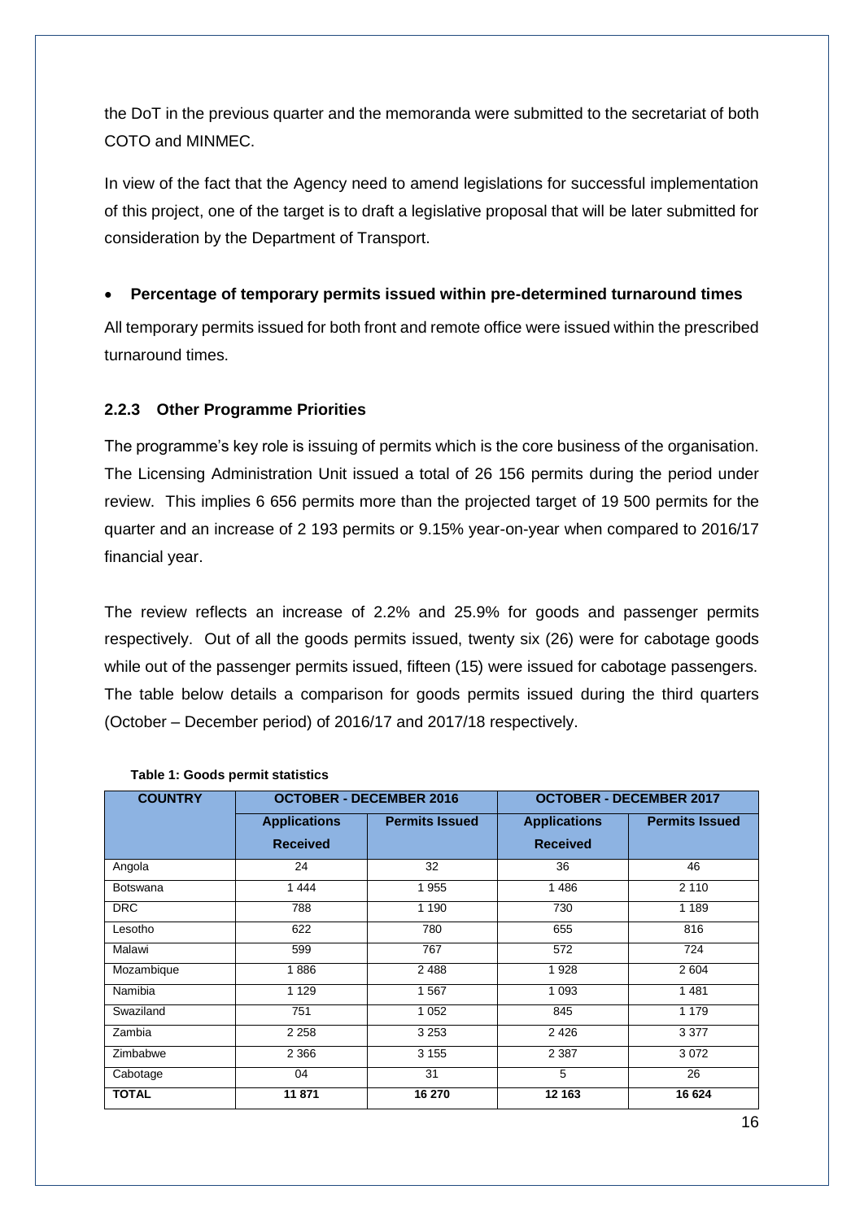the DoT in the previous quarter and the memoranda were submitted to the secretariat of both COTO and MINMEC.

In view of the fact that the Agency need to amend legislations for successful implementation of this project, one of the target is to draft a legislative proposal that will be later submitted for consideration by the Department of Transport.

- **Percentage of temporary permits issued within pre-determined turnaround times**

All temporary permits issued for both front and remote office were issued within the prescribed turnaround times.

### 2.2.3 Other Programme Priorities

The programme's key role is issuing of permits which is the core business of the organisation. The Licensing Administration Unit issued a total of 26 156 permits during the period under review. This implies 6 656 permits more than the projected target of 19 500 permits for the quarter and an increase of 2 193 permits or 9.15% year-on-year when compared to 2016/17 financial year.

The review reflects an increase of 2.2% and 25.9% for goods and passenger permits respectively. Out of all the goods permits issued, twenty six (26) were for cabotage goods while out of the passenger permits issued, fifteen (15) were issued for cabotage passengers. The table below details a comparison for goods permits issued during the third quarters (October – December period) of 2016/17 and 2017/18 respectively.

**Table 1: Goods permit statistics**

| COUNTRY | OCTOBER - DECEMBER 2016 | | OCTOBER - DECEMBER 2017 | |
|---|---|---|---|---|
| | Applications Received | Permits Issued | Applications Received | Permits Issued |
| Angola | 24 | 32 | 36 | 46 |
| Botswana | 1 444 | 1 955 | 1 486 | 2 110 |
| DRC | 788 | 1 190 | 730 | 1 189 |
| Lesotho | 622 | 780 | 655 | 816 |
| Malawi | 599 | 767 | 572 | 724 |
| Mozambique | 1 886 | 2 488 | 1 928 | 2 604 |
| Namibia | 1 129 | 1 567 | 1 093 | 1 481 |
| Swaziland | 751 | 1 052 | 845 | 1 179 |
| Zambia | 2 258 | 3 253 | 2 426 | 3 377 |
| Zimbabwe | 2 366 | 3 155 | 2 387 | 3 072 |
| Cabotage | 04 | 31 | 5 | 26 |
| **TOTAL** | **11 871** | **16 270** | **12 163** | **16 624** |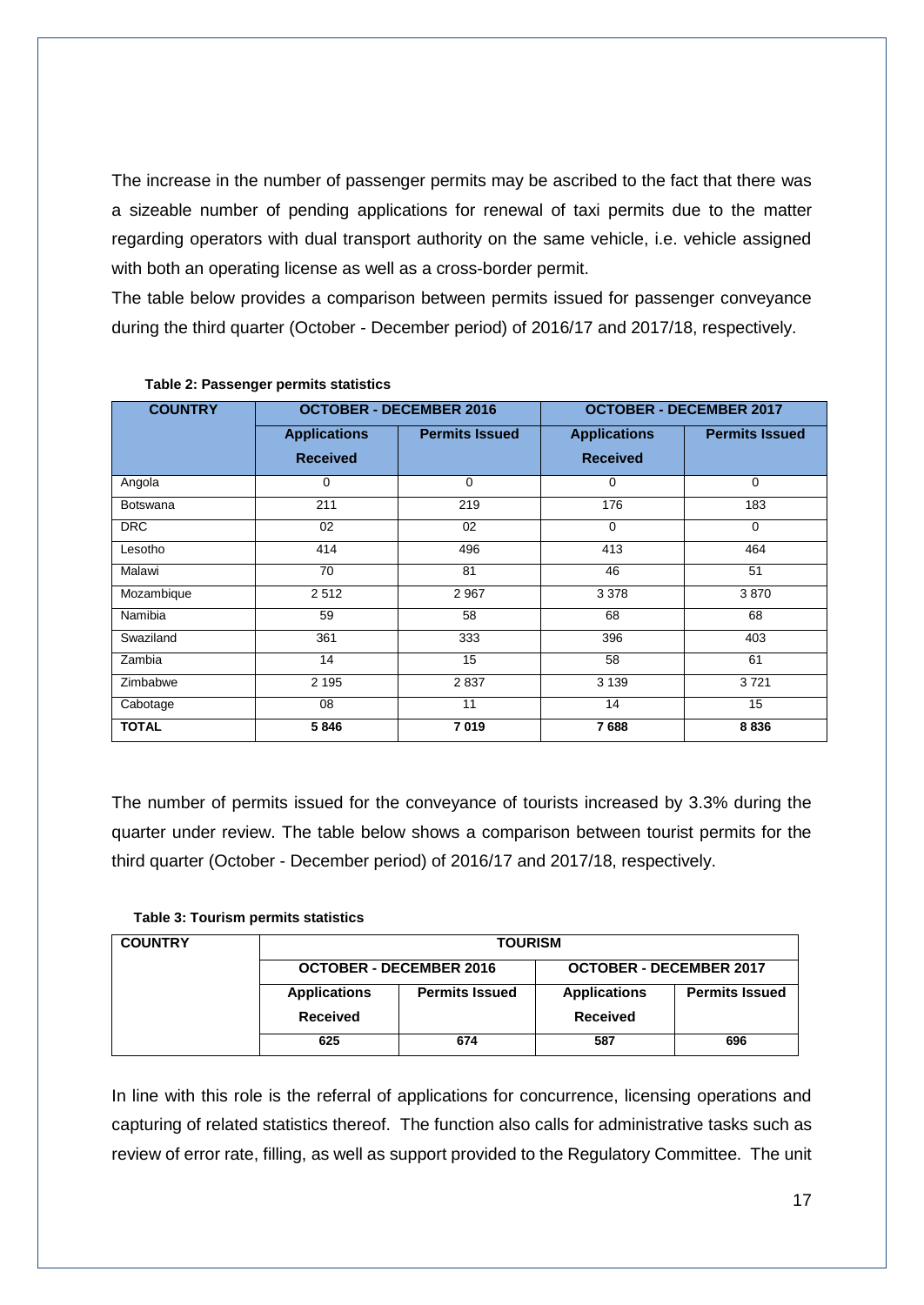The increase in the number of passenger permits may be ascribed to the fact that there was a sizeable number of pending applications for renewal of taxi permits due to the matter regarding operators with dual transport authority on the same vehicle, i.e. vehicle assigned with both an operating license as well as a cross-border permit.

The table below provides a comparison between permits issued for passenger conveyance during the third quarter (October - December period) of 2016/17 and 2017/18, respectively.

**Table 2: Passenger permits statistics**

| COUNTRY | OCTOBER - DECEMBER 2016 | | OCTOBER - DECEMBER 2017 | |
|---|---|---|---|---|
| | Applications Received | Permits Issued | Applications Received | Permits Issued |
| Angola | 0 | 0 | 0 | 0 |
| Botswana | 211 | 219 | 176 | 183 |
| DRC | 02 | 02 | 0 | 0 |
| Lesotho | 414 | 496 | 413 | 464 |
| Malawi | 70 | 81 | 46 | 51 |
| Mozambique | 2 512 | 2 967 | 3 378 | 3 870 |
| Namibia | 59 | 58 | 68 | 68 |
| Swaziland | 361 | 333 | 396 | 403 |
| Zambia | 14 | 15 | 58 | 61 |
| Zimbabwe | 2 195 | 2 837 | 3 139 | 3 721 |
| Cabotage | 08 | 11 | 14 | 15 |
| **TOTAL** | **5 846** | **7 019** | **7 688** | **8 836** |

The number of permits issued for the conveyance of tourists increased by 3.3% during the quarter under review. The table below shows a comparison between tourist permits for the third quarter (October - December period) of 2016/17 and 2017/18, respectively.

**Table 3: Tourism permits statistics**

| COUNTRY | TOURISM | | | |
|---|---|---|---|---|
| | OCTOBER - DECEMBER 2016 | | OCTOBER - DECEMBER 2017 | |
| | Applications Received | Permits Issued | Applications Received | Permits Issued |
| | **625** | **674** | **587** | **696** |

In line with this role is the referral of applications for concurrence, licensing operations and capturing of related statistics thereof. The function also calls for administrative tasks such as review of error rate, filling, as well as support provided to the Regulatory Committee. The unit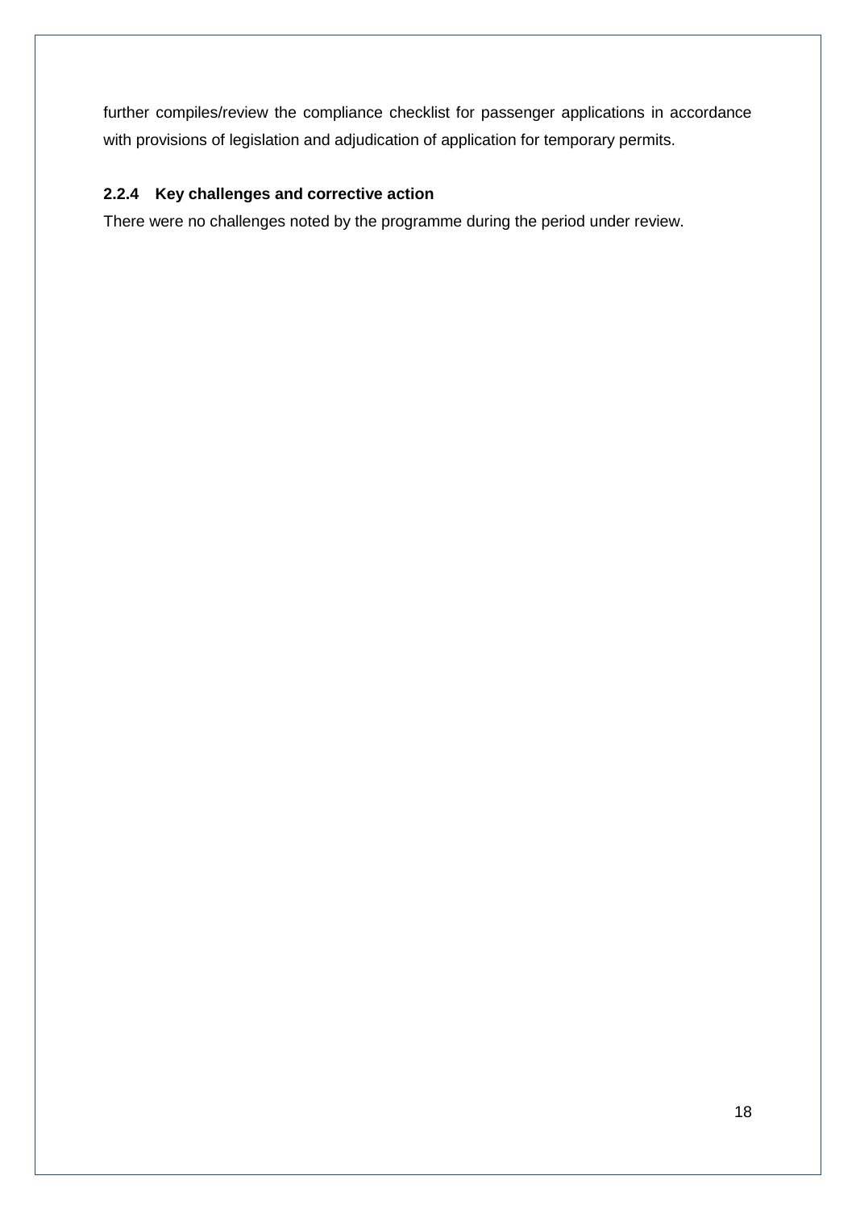further compiles/review the compliance checklist for passenger applications in accordance with provisions of legislation and adjudication of application for temporary permits.

### 2.2.4 Key challenges and corrective action

There were no challenges noted by the programme during the period under review.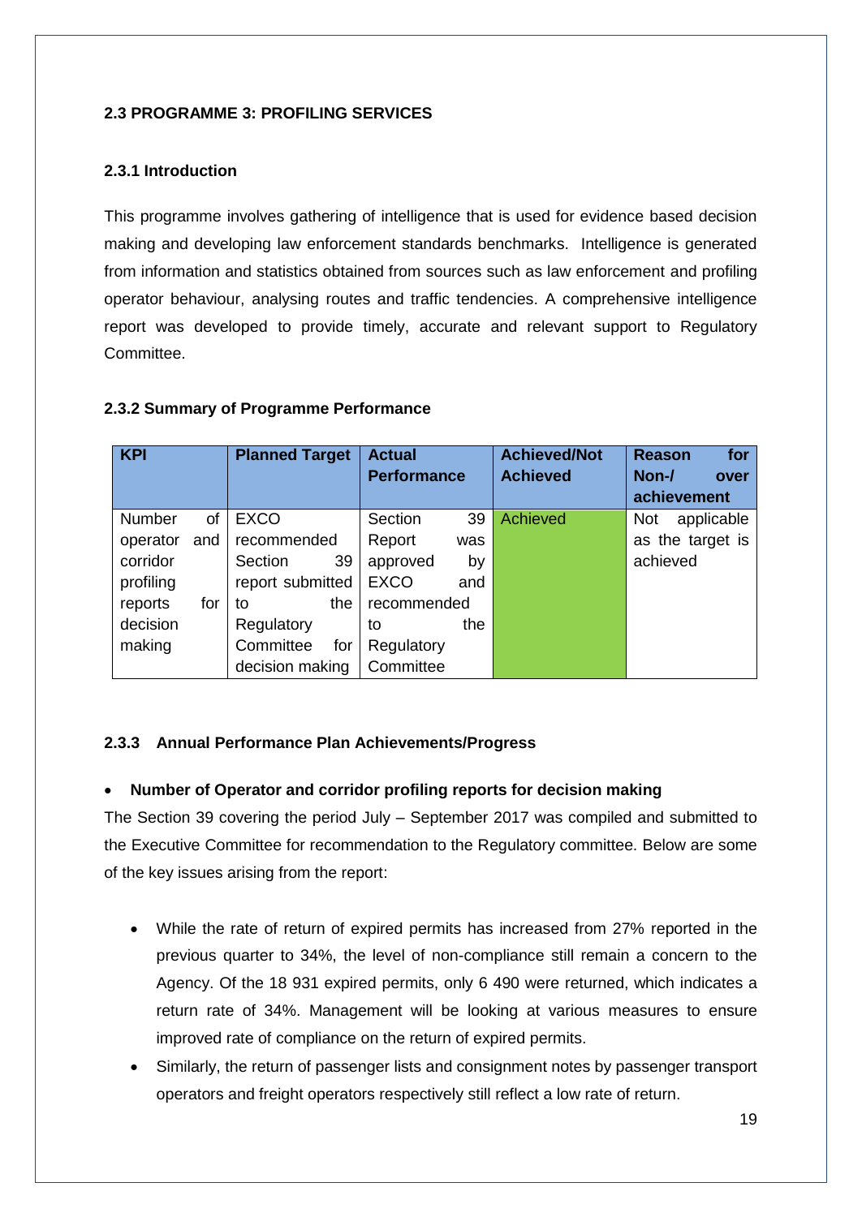## 2.3 PROGRAMME 3: PROFILING SERVICES

### 2.3.1 Introduction

This programme involves gathering of intelligence that is used for evidence based decision making and developing law enforcement standards benchmarks. Intelligence is generated from information and statistics obtained from sources such as law enforcement and profiling operator behaviour, analysing routes and traffic tendencies. A comprehensive intelligence report was developed to provide timely, accurate and relevant support to Regulatory Committee.

### 2.3.2 Summary of Programme Performance

| KPI | Planned Target | Actual Performance | Achieved/Not Achieved | Reason for Non-/ over achievement |
|---|---|---|---|---|
| Number of operator and corridor profiling reports for decision making | EXCO recommended Section 39 report submitted to the Regulatory Committee for decision making | Section 39 Report was approved by EXCO and recommended to the Regulatory Committee | Achieved | Not applicable as the target is achieved |

### 2.3.3 Annual Performance Plan Achievements/Progress

- **Number of Operator and corridor profiling reports for decision making**

The Section 39 covering the period July – September 2017 was compiled and submitted to the Executive Committee for recommendation to the Regulatory committee. Below are some of the key issues arising from the report:

- While the rate of return of expired permits has increased from 27% reported in the previous quarter to 34%, the level of non-compliance still remain a concern to the Agency. Of the 18 931 expired permits, only 6 490 were returned, which indicates a return rate of 34%. Management will be looking at various measures to ensure improved rate of compliance on the return of expired permits.
- Similarly, the return of passenger lists and consignment notes by passenger transport operators and freight operators respectively still reflect a low rate of return.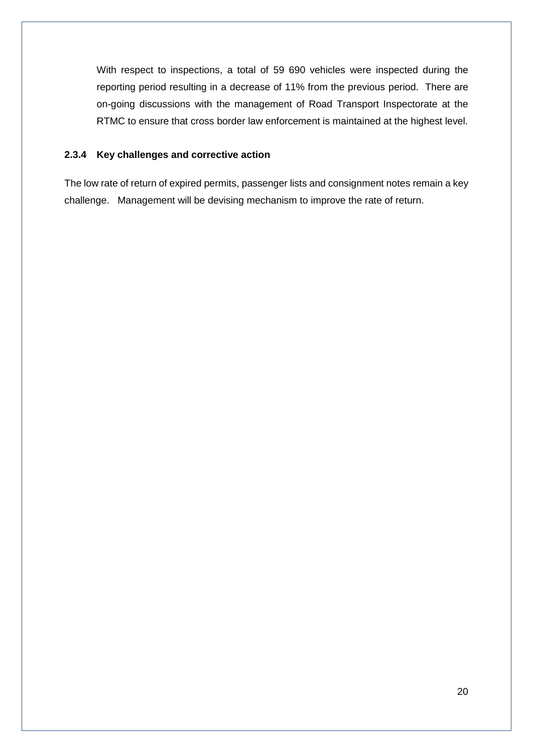With respect to inspections, a total of 59 690 vehicles were inspected during the reporting period resulting in a decrease of 11% from the previous period. There are on-going discussions with the management of Road Transport Inspectorate at the RTMC to ensure that cross border law enforcement is maintained at the highest level.

### 2.3.4 Key challenges and corrective action

The low rate of return of expired permits, passenger lists and consignment notes remain a key challenge. Management will be devising mechanism to improve the rate of return.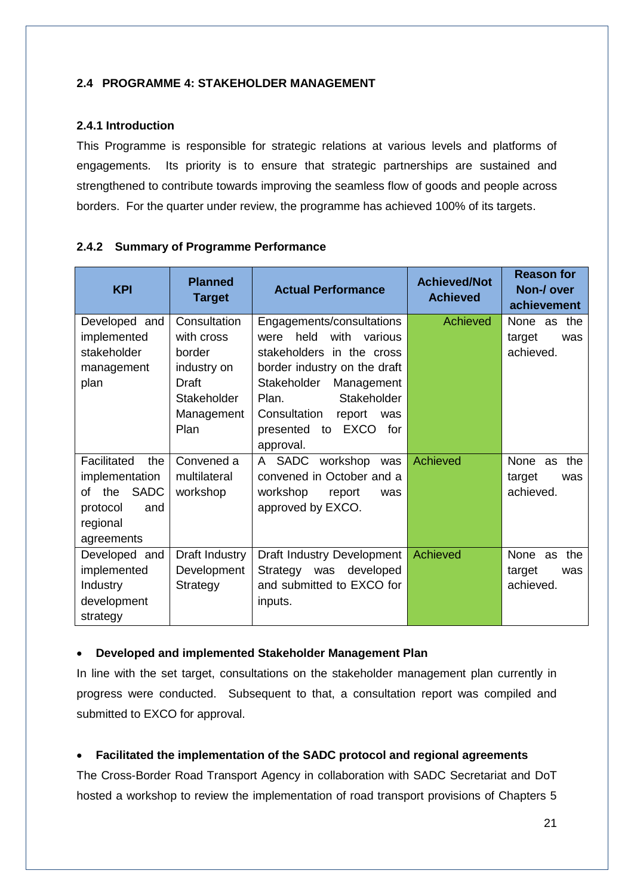## 2.4 PROGRAMME 4: STAKEHOLDER MANAGEMENT

### 2.4.1 Introduction

This Programme is responsible for strategic relations at various levels and platforms of engagements. Its priority is to ensure that strategic partnerships are sustained and strengthened to contribute towards improving the seamless flow of goods and people across borders. For the quarter under review, the programme has achieved 100% of its targets.

### 2.4.2 Summary of Programme Performance

| KPI | Planned Target | Actual Performance | Achieved/Not Achieved | Reason for Non-/ over achievement |
|---|---|---|---|---|
| Developed and implemented stakeholder management plan | Consultation with cross border industry on Draft Stakeholder Management Plan | Engagements/consultations were held with various stakeholders in the cross border industry on the draft Stakeholder Management Plan. Stakeholder Consultation report was presented to EXCO for approval. | Achieved | None as the target was achieved. |
| Facilitated the implementation of the SADC protocol and regional agreements | Convened a multilateral workshop | A SADC workshop was convened in October and a workshop report was approved by EXCO. | Achieved | None as the target was achieved. |
| Developed and implemented Industry development strategy | Draft Industry Development Strategy | Draft Industry Development Strategy was developed and submitted to EXCO for inputs. | Achieved | None as the target was achieved. |

- **Developed and implemented Stakeholder Management Plan**

In line with the set target, consultations on the stakeholder management plan currently in progress were conducted. Subsequent to that, a consultation report was compiled and submitted to EXCO for approval.

- **Facilitated the implementation of the SADC protocol and regional agreements**

The Cross-Border Road Transport Agency in collaboration with SADC Secretariat and DoT hosted a workshop to review the implementation of road transport provisions of Chapters 5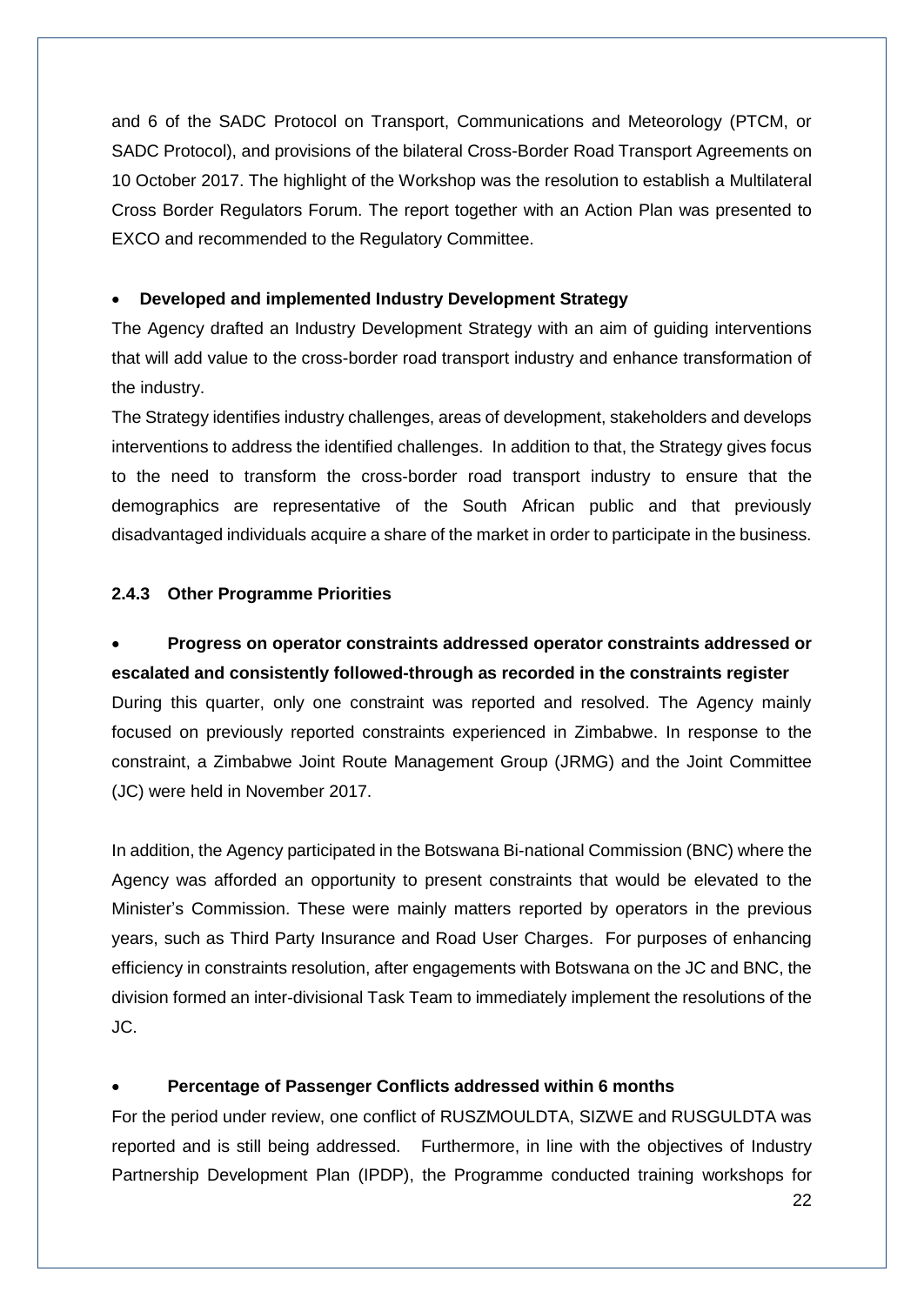and 6 of the SADC Protocol on Transport, Communications and Meteorology (PTCM, or SADC Protocol), and provisions of the bilateral Cross-Border Road Transport Agreements on 10 October 2017. The highlight of the Workshop was the resolution to establish a Multilateral Cross Border Regulators Forum. The report together with an Action Plan was presented to EXCO and recommended to the Regulatory Committee.

- **Developed and implemented Industry Development Strategy**

The Agency drafted an Industry Development Strategy with an aim of guiding interventions that will add value to the cross-border road transport industry and enhance transformation of the industry.

The Strategy identifies industry challenges, areas of development, stakeholders and develops interventions to address the identified challenges. In addition to that, the Strategy gives focus to the need to transform the cross-border road transport industry to ensure that the demographics are representative of the South African public and that previously disadvantaged individuals acquire a share of the market in order to participate in the business.

### 2.4.3 Other Programme Priorities

- **Progress on operator constraints addressed operator constraints addressed or escalated and consistently followed-through as recorded in the constraints register**

During this quarter, only one constraint was reported and resolved. The Agency mainly focused on previously reported constraints experienced in Zimbabwe. In response to the constraint, a Zimbabwe Joint Route Management Group (JRMG) and the Joint Committee (JC) were held in November 2017.

In addition, the Agency participated in the Botswana Bi-national Commission (BNC) where the Agency was afforded an opportunity to present constraints that would be elevated to the Minister's Commission. These were mainly matters reported by operators in the previous years, such as Third Party Insurance and Road User Charges. For purposes of enhancing efficiency in constraints resolution, after engagements with Botswana on the JC and BNC, the division formed an inter-divisional Task Team to immediately implement the resolutions of the JC.

- **Percentage of Passenger Conflicts addressed within 6 months**

For the period under review, one conflict of RUSZMOULDTA, SIZWE and RUSGULDTA was reported and is still being addressed. Furthermore, in line with the objectives of Industry Partnership Development Plan (IPDP), the Programme conducted training workshops for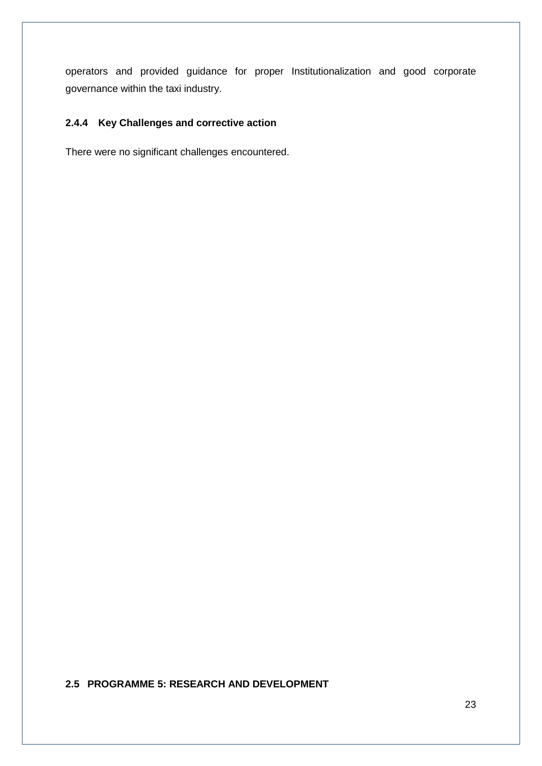operators and provided guidance for proper Institutionalization and good corporate governance within the taxi industry.

### 2.4.4 Key Challenges and corrective action

There were no significant challenges encountered.

## 2.5 PROGRAMME 5: RESEARCH AND DEVELOPMENT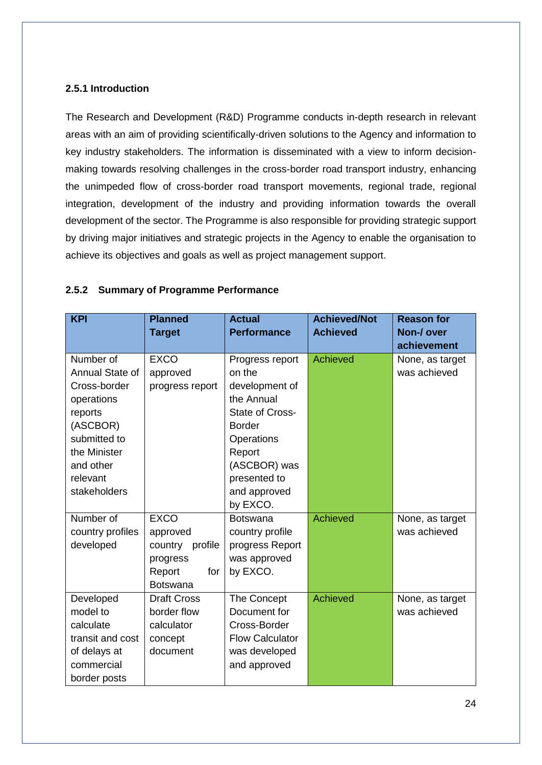### 2.5.1 Introduction

The Research and Development (R&D) Programme conducts in-depth research in relevant areas with an aim of providing scientifically-driven solutions to the Agency and information to key industry stakeholders. The information is disseminated with a view to inform decision-making towards resolving challenges in the cross-border road transport industry, enhancing the unimpeded flow of cross-border road transport movements, regional trade, regional integration, development of the industry and providing information towards the overall development of the sector. The Programme is also responsible for providing strategic support by driving major initiatives and strategic projects in the Agency to enable the organisation to achieve its objectives and goals as well as project management support.

### 2.5.2 Summary of Programme Performance

| KPI | Planned Target | Actual Performance | Achieved/Not Achieved | Reason for Non-/ over achievement |
|---|---|---|---|---|
| Number of Annual State of Cross-border operations reports (ASCBOR) submitted to the Minister and other relevant stakeholders | EXCO approved progress report | Progress report on the development of the Annual State of Cross-Border Operations Report (ASCBOR) was presented to and approved by EXCO. | Achieved | None, as target was achieved |
| Number of country profiles developed | EXCO approved country profile progress Report for Botswana | Botswana country profile progress Report was approved by EXCO. | Achieved | None, as target was achieved |
| Developed model to calculate transit and cost of delays at commercial border posts | Draft Cross border flow calculator concept document | The Concept Document for Cross-Border Flow Calculator was developed and approved | Achieved | None, as target was achieved |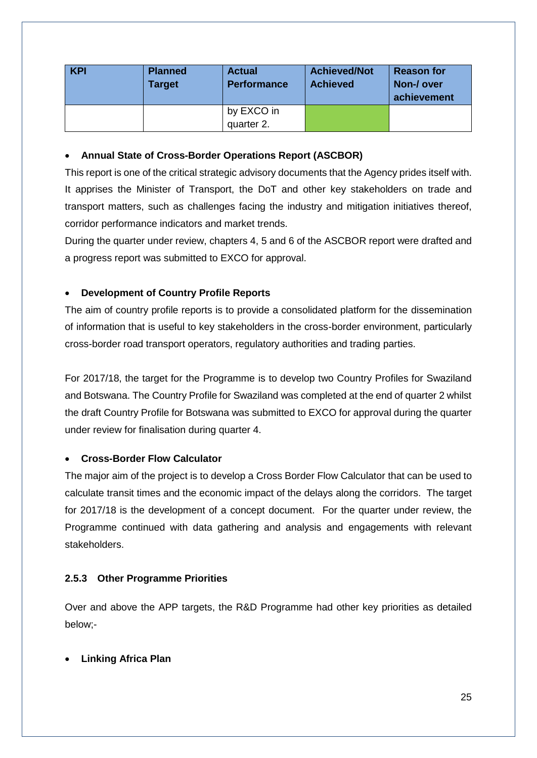| KPI | Planned Target | Actual Performance | Achieved/Not Achieved | Reason for Non-/ over achievement |
|---|---|---|---|---|
| | | by EXCO in quarter 2. | | |

- **Annual State of Cross-Border Operations Report (ASCBOR)**

This report is one of the critical strategic advisory documents that the Agency prides itself with. It apprises the Minister of Transport, the DoT and other key stakeholders on trade and transport matters, such as challenges facing the industry and mitigation initiatives thereof, corridor performance indicators and market trends.

During the quarter under review, chapters 4, 5 and 6 of the ASCBOR report were drafted and a progress report was submitted to EXCO for approval.

- **Development of Country Profile Reports**

The aim of country profile reports is to provide a consolidated platform for the dissemination of information that is useful to key stakeholders in the cross-border environment, particularly cross-border road transport operators, regulatory authorities and trading parties.

For 2017/18, the target for the Programme is to develop two Country Profiles for Swaziland and Botswana. The Country Profile for Swaziland was completed at the end of quarter 2 whilst the draft Country Profile for Botswana was submitted to EXCO for approval during the quarter under review for finalisation during quarter 4.

- **Cross-Border Flow Calculator**

The major aim of the project is to develop a Cross Border Flow Calculator that can be used to calculate transit times and the economic impact of the delays along the corridors. The target for 2017/18 is the development of a concept document. For the quarter under review, the Programme continued with data gathering and analysis and engagements with relevant stakeholders.

### 2.5.3 Other Programme Priorities

Over and above the APP targets, the R&D Programme had other key priorities as detailed below;-

- **Linking Africa Plan**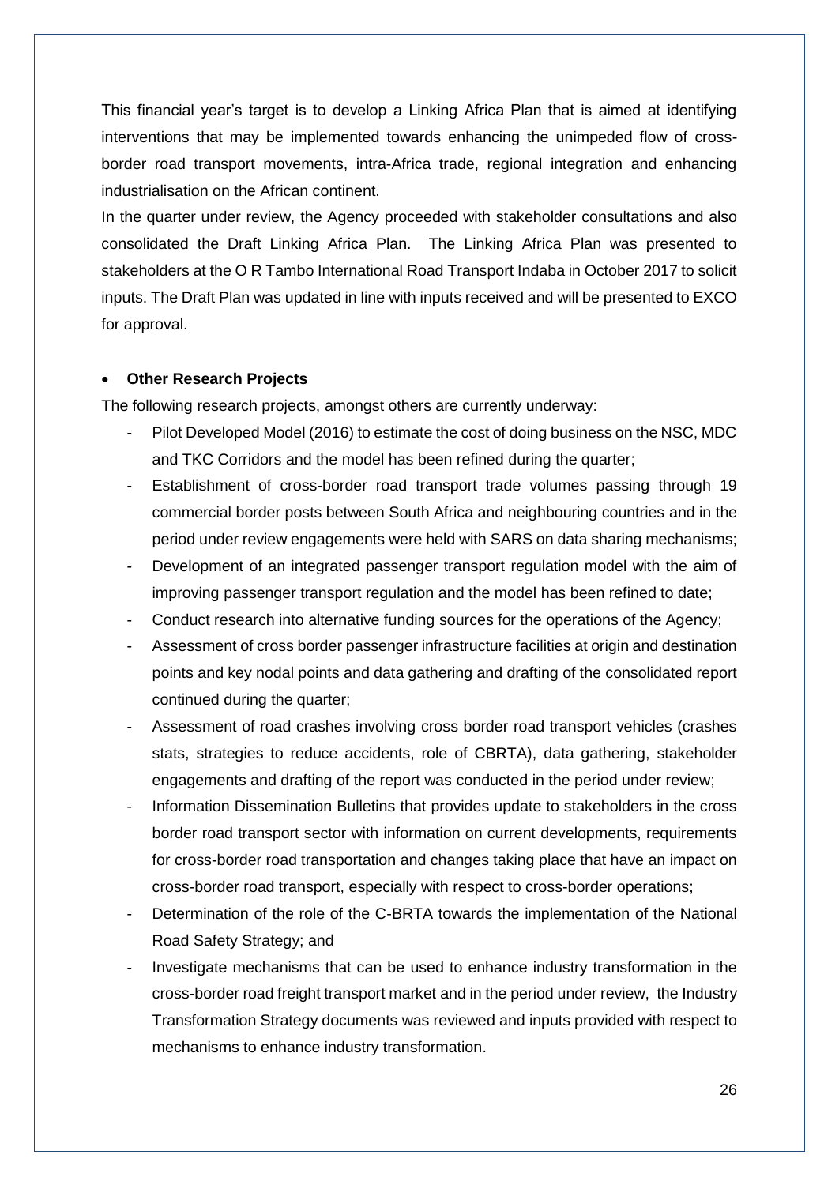This financial year's target is to develop a Linking Africa Plan that is aimed at identifying interventions that may be implemented towards enhancing the unimpeded flow of cross-border road transport movements, intra-Africa trade, regional integration and enhancing industrialisation on the African continent.

In the quarter under review, the Agency proceeded with stakeholder consultations and also consolidated the Draft Linking Africa Plan. The Linking Africa Plan was presented to stakeholders at the O R Tambo International Road Transport Indaba in October 2017 to solicit inputs. The Draft Plan was updated in line with inputs received and will be presented to EXCO for approval.

- **Other Research Projects**

The following research projects, amongst others are currently underway:

- Pilot Developed Model (2016) to estimate the cost of doing business on the NSC, MDC and TKC Corridors and the model has been refined during the quarter;
- Establishment of cross-border road transport trade volumes passing through 19 commercial border posts between South Africa and neighbouring countries and in the period under review engagements were held with SARS on data sharing mechanisms;
- Development of an integrated passenger transport regulation model with the aim of improving passenger transport regulation and the model has been refined to date;
- Conduct research into alternative funding sources for the operations of the Agency;
- Assessment of cross border passenger infrastructure facilities at origin and destination points and key nodal points and data gathering and drafting of the consolidated report continued during the quarter;
- Assessment of road crashes involving cross border road transport vehicles (crashes stats, strategies to reduce accidents, role of CBRTA), data gathering, stakeholder engagements and drafting of the report was conducted in the period under review;
- Information Dissemination Bulletins that provides update to stakeholders in the cross border road transport sector with information on current developments, requirements for cross-border road transportation and changes taking place that have an impact on cross-border road transport, especially with respect to cross-border operations;
- Determination of the role of the C-BRTA towards the implementation of the National Road Safety Strategy; and
- Investigate mechanisms that can be used to enhance industry transformation in the cross-border road freight transport market and in the period under review, the Industry Transformation Strategy documents was reviewed and inputs provided with respect to mechanisms to enhance industry transformation.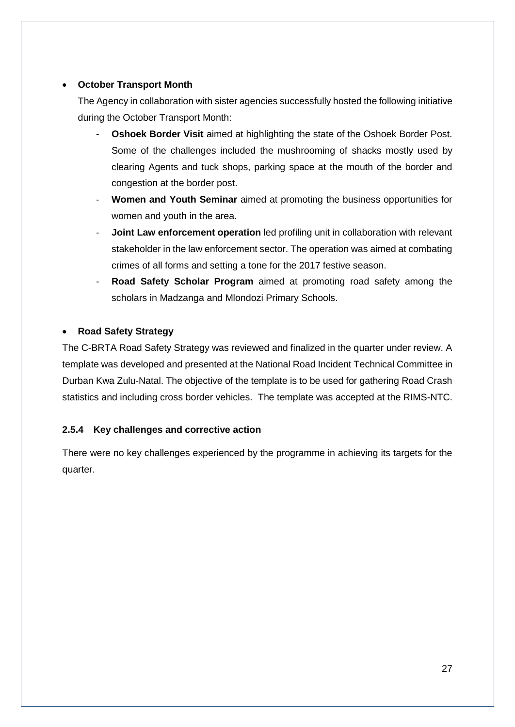- **October Transport Month**

  The Agency in collaboration with sister agencies successfully hosted the following initiative during the October Transport Month:

  - **Oshoek Border Visit** aimed at highlighting the state of the Oshoek Border Post. Some of the challenges included the mushrooming of shacks mostly used by clearing Agents and tuck shops, parking space at the mouth of the border and congestion at the border post.
  - **Women and Youth Seminar** aimed at promoting the business opportunities for women and youth in the area.
  - **Joint Law enforcement operation** led profiling unit in collaboration with relevant stakeholder in the law enforcement sector. The operation was aimed at combating crimes of all forms and setting a tone for the 2017 festive season.
  - **Road Safety Scholar Program** aimed at promoting road safety among the scholars in Madzanga and Mlondozi Primary Schools.

- **Road Safety Strategy**

The C-BRTA Road Safety Strategy was reviewed and finalized in the quarter under review. A template was developed and presented at the National Road Incident Technical Committee in Durban Kwa Zulu-Natal. The objective of the template is to be used for gathering Road Crash statistics and including cross border vehicles. The template was accepted at the RIMS-NTC.

#### 2.5.4 Key challenges and corrective action

There were no key challenges experienced by the programme in achieving its targets for the quarter.